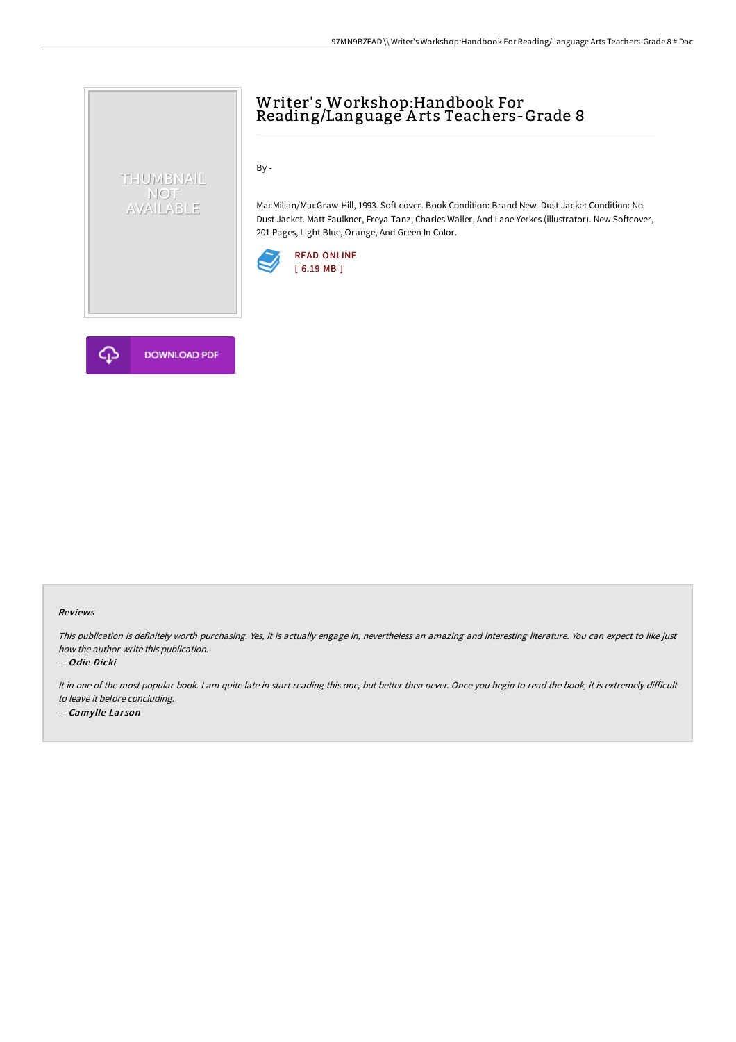# Writer's Workshop:Handbook For Reading/Language Arts Teachers-Grade 8

By -

MacMillan/MacGraw-Hill, 1993. Soft cover. Book Condition: Brand New. Dust Jacket Condition: No Dust Jacket. Matt Faulkner, Freya Tanz, Charles Waller, And Lane Yerkes (illustrator). New Softcover, 201 Pages, Light Blue, Orange, And Green In Color.

READ ONLINE
[ 6.19 MB ]

DOWNLOAD PDF

### Reviews

*This publication is definitely worth purchasing. Yes, it is actually engage in, nevertheless an amazing and interesting literature. You can expect to like just how the author write this publication.*

-- *Odie Dicki*

*It in one of the most popular book. I am quite late in start reading this one, but better then never. Once you begin to read the book, it is extremely difficult to leave it before concluding.*

-- *Camylle Larson*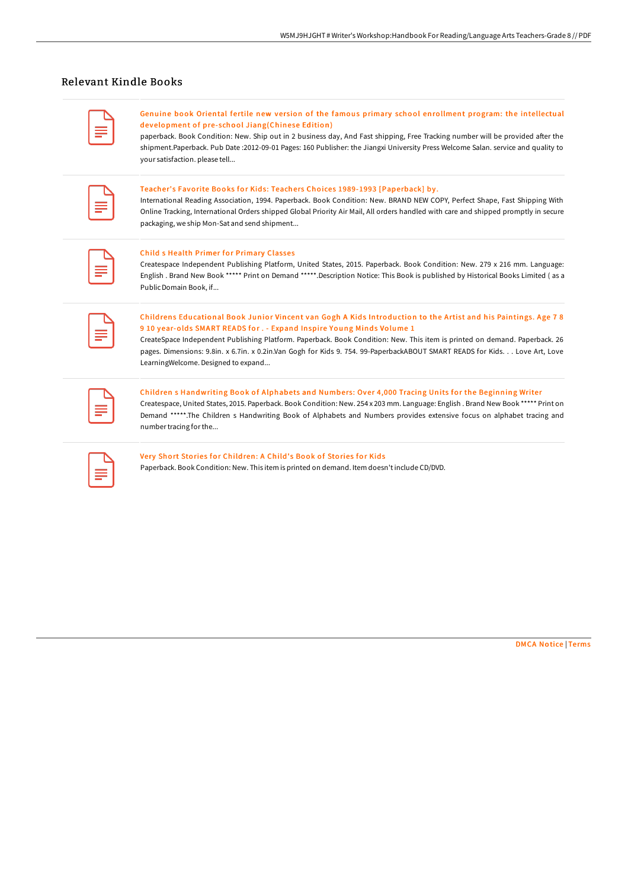## Relevant Kindle Books

### Genuine book Oriental fertile new version of the famous primary school enrollment program: the intellectual development of pre-school Jiang(Chinese Edition)

paperback. Book Condition: New. Ship out in 2 business day, And Fast shipping, Free Tracking number will be provided after the shipment.Paperback. Pub Date :2012-09-01 Pages: 160 Publisher: the Jiangxi University Press Welcome Salan. service and quality to your satisfaction. please tell...

### Teacher's Favorite Books for Kids: Teachers Choices 1989-1993 [Paperback] by.

International Reading Association, 1994. Paperback. Book Condition: New. BRAND NEW COPY, Perfect Shape, Fast Shipping With Online Tracking, International Orders shipped Global Priority Air Mail, All orders handled with care and shipped promptly in secure packaging, we ship Mon-Sat and send shipment...

### Child s Health Primer for Primary Classes

Createspace Independent Publishing Platform, United States, 2015. Paperback. Book Condition: New. 279 x 216 mm. Language: English . Brand New Book ***** Print on Demand *****.Description Notice: This Book is published by Historical Books Limited ( as a Public Domain Book, if...

### Childrens Educational Book Junior Vincent van Gogh A Kids Introduction to the Artist and his Paintings. Age 7 8 9 10 year-olds SMART READS for . - Expand Inspire Young Minds Volume 1

CreateSpace Independent Publishing Platform. Paperback. Book Condition: New. This item is printed on demand. Paperback. 26 pages. Dimensions: 9.8in. x 6.7in. x 0.2in.Van Gogh for Kids 9. 754. 99-PaperbackABOUT SMART READS for Kids. . . Love Art, Love LearningWelcome. Designed to expand...

### Children s Handwriting Book of Alphabets and Numbers: Over 4,000 Tracing Units for the Beginning Writer

Createspace, United States, 2015. Paperback. Book Condition: New. 254 x 203 mm. Language: English . Brand New Book ***** Print on Demand *****.The Children s Handwriting Book of Alphabets and Numbers provides extensive focus on alphabet tracing and number tracing for the...

### Very Short Stories for Children: A Child's Book of Stories for Kids

Paperback. Book Condition: New. This item is printed on demand. Item doesn't include CD/DVD.